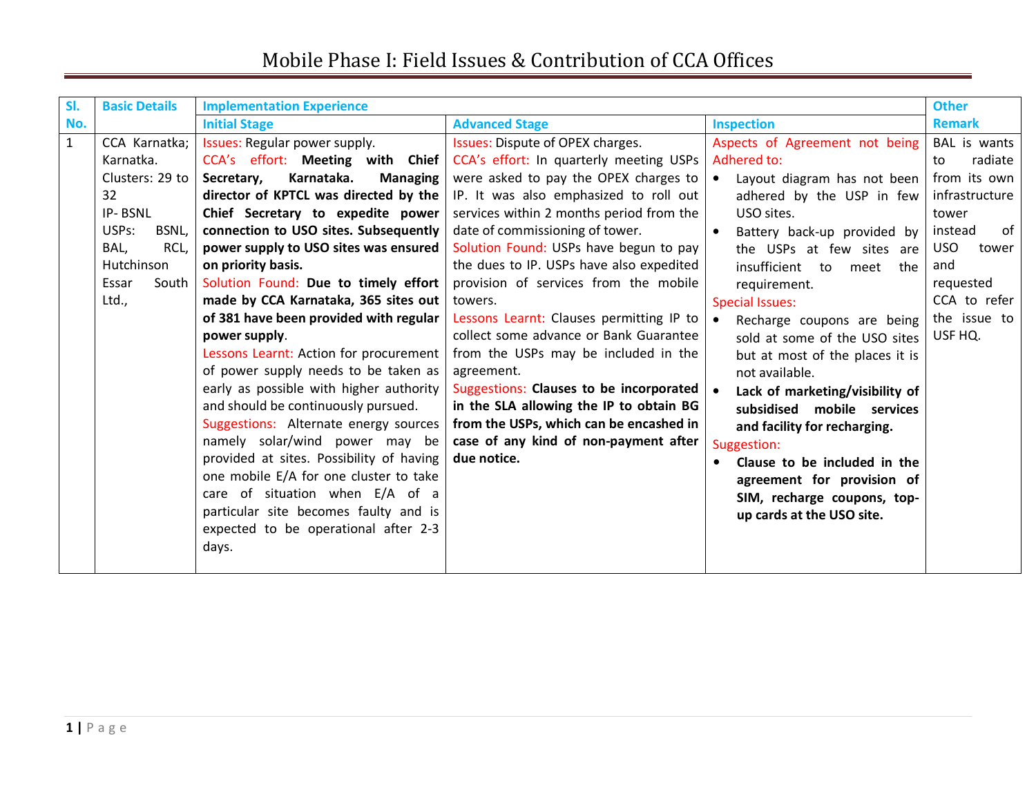# Mobile Phase I: Field Issues & Contribution of CCA Offices

| Sl. No. | Basic Details | Implementation Experience | | | Other Remark |
|---|---|---|---|---|---|
| | | Initial Stage | Advanced Stage | Inspection | |
| 1 | CCA Karnatka; Karnatka. Clusters: 29 to 32 IP- BSNL USPs: BSNL, BAL, RCL, Hutchinson Essar South Ltd., | Issues: Regular power supply. CCA's effort: **Meeting with Chief Secretary, Karnataka. Managing director of KPTCL was directed by the Chief Secretary to expedite power connection to USO sites. Subsequently power supply to USO sites was ensured on priority basis.** Solution Found: **Due to timely effort made by CCA Karnataka, 365 sites out of 381 have been provided with regular power supply**. Lessons Learnt: Action for procurement of power supply needs to be taken as early as possible with higher authority and should be continuously pursued. Suggestions: Alternate energy sources namely solar/wind power may be provided at sites. Possibility of having one mobile E/A for one cluster to take care of situation when E/A of a particular site becomes faulty and is expected to be operational after 2-3 days. | Issues: Dispute of OPEX charges. CCA's effort: In quarterly meeting USPs were asked to pay the OPEX charges to IP. It was also emphasized to roll out services within 2 months period from the date of commissioning of tower. Solution Found: USPs have begun to pay the dues to IP. USPs have also expedited provision of services from the mobile towers. Lessons Learnt: Clauses permitting IP to collect some advance or Bank Guarantee from the USPs may be included in the agreement. Suggestions: **Clauses to be incorporated in the SLA allowing the IP to obtain BG from the USPs, which can be encashed in case of any kind of non-payment after due notice.** | Aspects of Agreement not being Adhered to: <br>• Layout diagram has not been adhered by the USP in few USO sites. <br>• Battery back-up provided by the USPs at few sites are insufficient to meet the requirement. <br>Special Issues: <br>• Recharge coupons are being sold at some of the USO sites but at most of the places it is not available. <br>• **Lack of marketing/visibility of subsidised mobile services and facility for recharging.** <br>Suggestion: <br>• **Clause to be included in the agreement for provision of SIM, recharge coupons, top-up cards at the USO site.** | BAL is wants to radiate from its own infrastructure tower instead of USO tower and requested CCA to refer the issue to USF HQ. |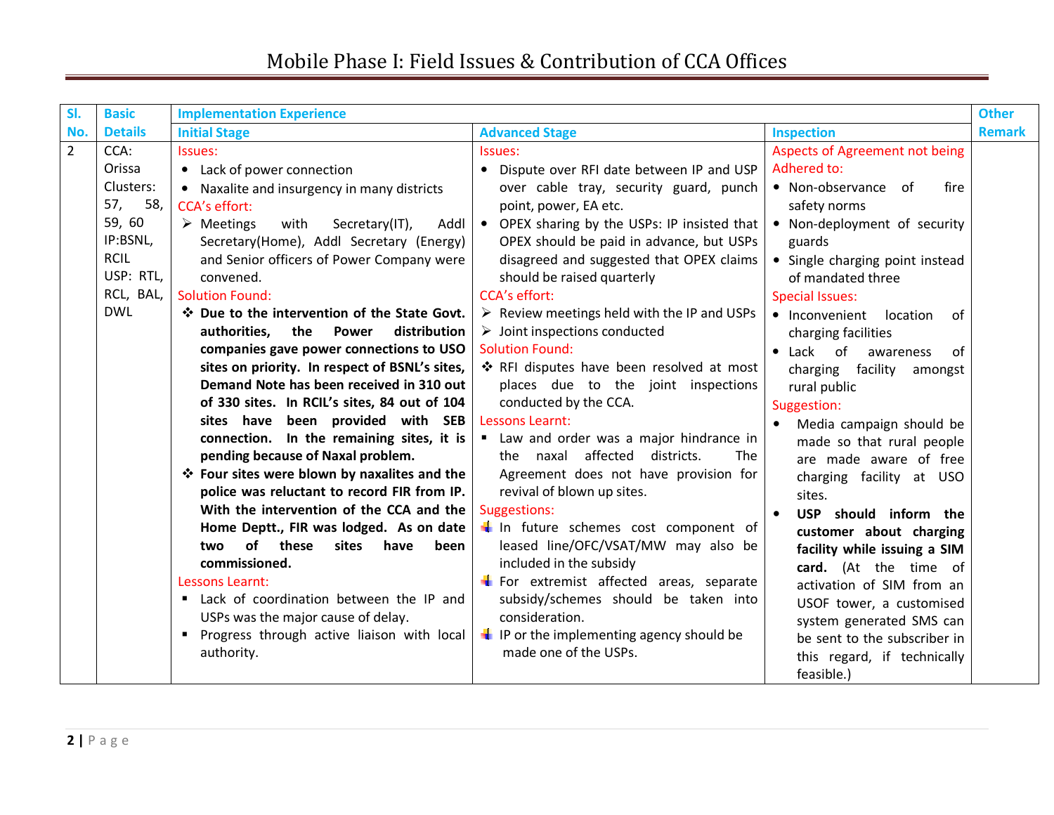# Mobile Phase I: Field Issues & Contribution of CCA Offices

| Sl. No. | Basic Details | Implementation Experience | | | Other Remark |
|---|---|---|---|---|---|
| | | **Initial Stage** | **Advanced Stage** | **Inspection** | |
| 2 | CCA: Orissa<br>Clusters: 57, 58, 59, 60<br>IP:BSNL, RCIL<br>USP: RTL, RCL, BAL, DWL | Issues:<br>• Lack of power connection<br>• Naxalite and insurgency in many districts<br>CCA's effort:<br>➢ Meetings with Secretary(IT), Addl Secretary(Home), Addl Secretary (Energy) and Senior officers of Power Company were convened.<br>Solution Found:<br>❖ **Due to the intervention of the State Govt. authorities, the Power distribution companies gave power connections to USO sites on priority. In respect of BSNL's sites, Demand Note has been received in 310 out of 330 sites. In RCIL's sites, 84 out of 104 sites have been provided with SEB connection. In the remaining sites, it is pending because of Naxal problem.**<br>❖ **Four sites were blown by naxalites and the police was reluctant to record FIR from IP. With the intervention of the CCA and the Home Deptt., FIR was lodged. As on date two of these sites have been commissioned.**<br>Lessons Learnt:<br>▪ Lack of coordination between the IP and USPs was the major cause of delay.<br>▪ Progress through active liaison with local authority. | Issues:<br>• Dispute over RFI date between IP and USP over cable tray, security guard, punch point, power, EA etc.<br>• OPEX sharing by the USPs: IP insisted that OPEX should be paid in advance, but USPs disagreed and suggested that OPEX claims should be raised quarterly<br>CCA's effort:<br>➢ Review meetings held with the IP and USPs<br>➢ Joint inspections conducted<br>Solution Found:<br>❖ RFI disputes have been resolved at most places due to the joint inspections conducted by the CCA.<br>Lessons Learnt:<br>▪ Law and order was a major hindrance in the naxal affected districts. The Agreement does not have provision for revival of blown up sites.<br>Suggestions:<br>✚ In future schemes cost component of leased line/OFC/VSAT/MW may also be included in the subsidy<br>✚ For extremist affected areas, separate subsidy/schemes should be taken into consideration.<br>✚ IP or the implementing agency should be made one of the USPs. | Aspects of Agreement not being Adhered to:<br>• Non-observance of fire safety norms<br>• Non-deployment of security guards<br>• Single charging point instead of mandated three<br>Special Issues:<br>• Inconvenient location of charging facilities<br>• Lack of awareness of charging facility amongst rural public<br>Suggestion:<br>• Media campaign should be made so that rural people are made aware of free charging facility at USO sites.<br>• **USP should inform the customer about charging facility while issuing a SIM card.** (At the time of activation of SIM from an USOF tower, a customised system generated SMS can be sent to the subscriber in this regard, if technically feasible.) | |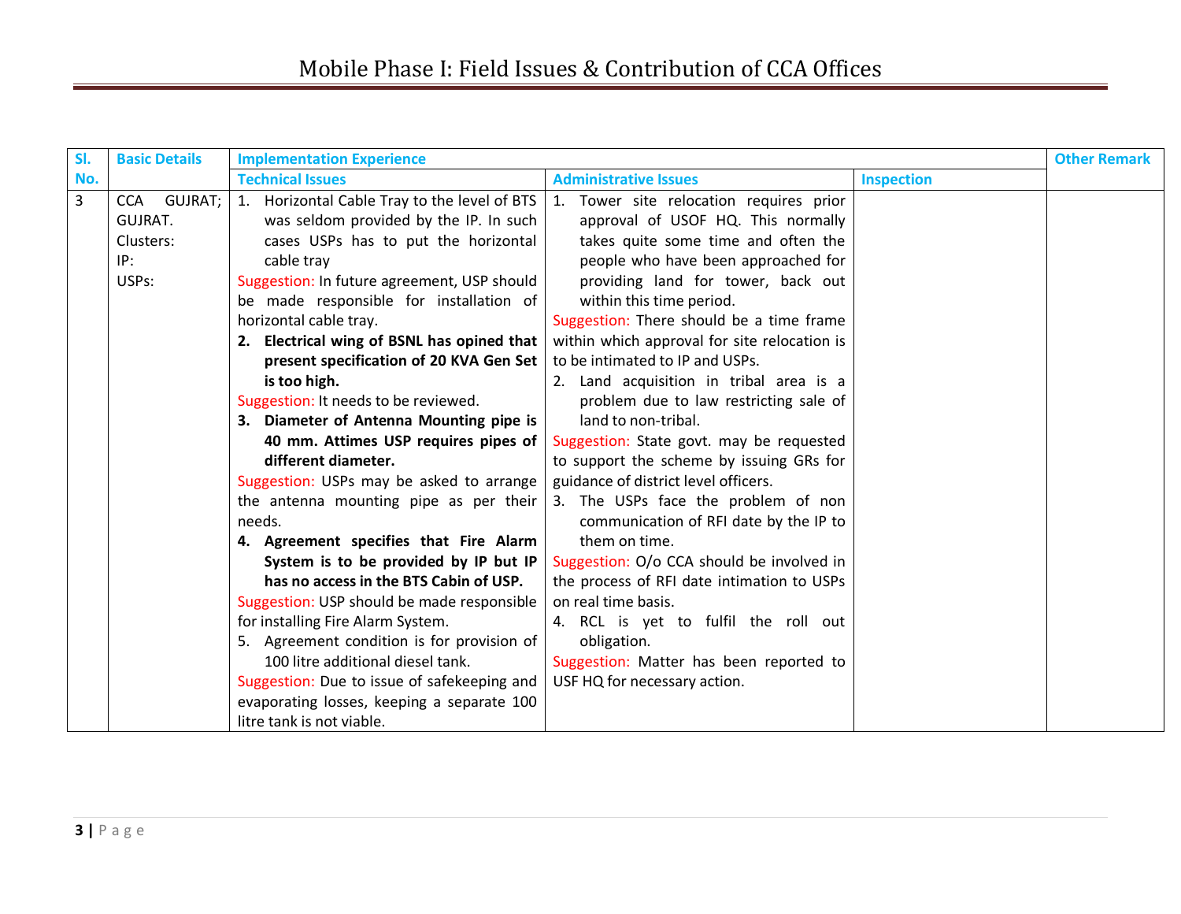# Mobile Phase I: Field Issues & Contribution of CCA Offices

| Sl. No. | Basic Details | Implementation Experience | | | Other Remark |
|---|---|---|---|---|---|
| | | Technical Issues | Administrative Issues | Inspection | |
| 3 | CCA GUJRAT; GUJRAT.<br>Clusters:<br>IP:<br>USPs: | 1. Horizontal Cable Tray to the level of BTS was seldom provided by the IP. In such cases USPs has to put the horizontal cable tray<br>Suggestion: In future agreement, USP should be made responsible for installation of horizontal cable tray.<br>**2. Electrical wing of BSNL has opined that present specification of 20 KVA Gen Set is too high.**<br>Suggestion: It needs to be reviewed.<br>**3. Diameter of Antenna Mounting pipe is 40 mm. Attimes USP requires pipes of different diameter.**<br>Suggestion: USPs may be asked to arrange the antenna mounting pipe as per their needs.<br>**4. Agreement specifies that Fire Alarm System is to be provided by IP but IP has no access in the BTS Cabin of USP.**<br>Suggestion: USP should be made responsible for installing Fire Alarm System.<br>5. Agreement condition is for provision of 100 litre additional diesel tank.<br>Suggestion: Due to issue of safekeeping and evaporating losses, keeping a separate 100 litre tank is not viable. | 1. Tower site relocation requires prior approval of USOF HQ. This normally takes quite some time and often the people who have been approached for providing land for tower, back out within this time period.<br>Suggestion: There should be a time frame within which approval for site relocation is to be intimated to IP and USPs.<br>2. Land acquisition in tribal area is a problem due to law restricting sale of land to non-tribal.<br>Suggestion: State govt. may be requested to support the scheme by issuing GRs for guidance of district level officers.<br>3. The USPs face the problem of non communication of RFI date by the IP to them on time.<br>Suggestion: O/o CCA should be involved in the process of RFI date intimation to USPs on real time basis.<br>4. RCL is yet to fulfil the roll out obligation.<br>Suggestion: Matter has been reported to USF HQ for necessary action. | | |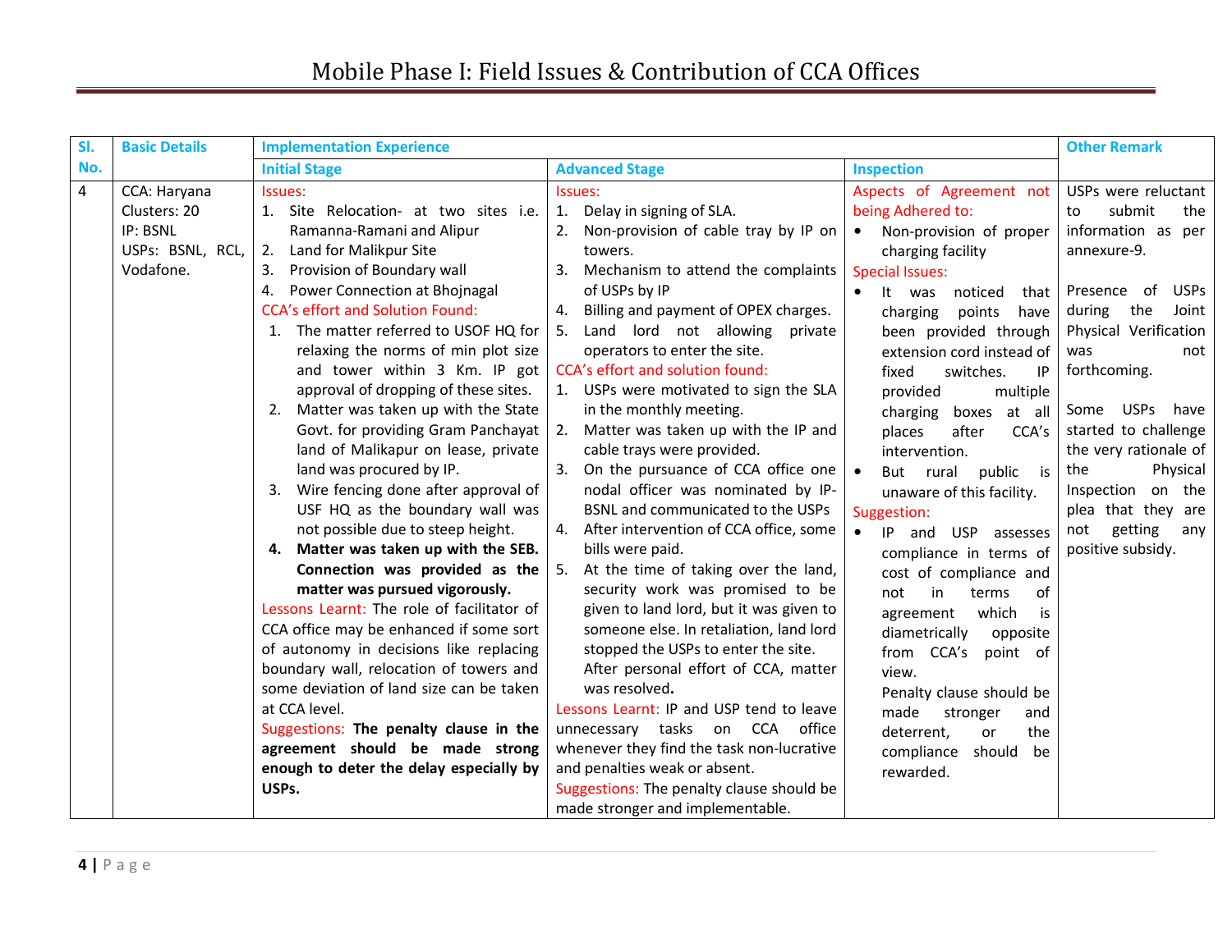# Mobile Phase I: Field Issues & Contribution of CCA Offices

| Sl. No. | Basic Details | Implementation Experience | | | Other Remark |
|---|---|---|---|---|---|
| | | Initial Stage | Advanced Stage | Inspection | |
| 4 | CCA: Haryana<br>Clusters: 20<br>IP: BSNL<br>USPs: BSNL, RCL, Vodafone. | Issues:<br>1. Site Relocation- at two sites i.e. Ramanna-Ramani and Alipur<br>2. Land for Malikpur Site<br>3. Provision of Boundary wall<br>4. Power Connection at Bhojnagal<br>CCA's effort and Solution Found:<br>1. The matter referred to USOF HQ for relaxing the norms of min plot size and tower within 3 Km. IP got approval of dropping of these sites.<br>2. Matter was taken up with the State Govt. for providing Gram Panchayat land of Malikapur on lease, private land was procured by IP.<br>3. Wire fencing done after approval of USF HQ as the boundary wall was not possible due to steep height.<br>4. **Matter was taken up with the SEB. Connection was provided as the matter was pursued vigorously.**<br>Lessons Learnt: The role of facilitator of CCA office may be enhanced if some sort of autonomy in decisions like replacing boundary wall, relocation of towers and some deviation of land size can be taken at CCA level.<br>Suggestions: **The penalty clause in the agreement should be made strong enough to deter the delay especially by USPs.** | Issues:<br>1. Delay in signing of SLA.<br>2. Non-provision of cable tray by IP on towers.<br>3. Mechanism to attend the complaints of USPs by IP<br>4. Billing and payment of OPEX charges.<br>5. Land lord not allowing private operators to enter the site.<br>CCA's effort and solution found:<br>1. USPs were motivated to sign the SLA in the monthly meeting.<br>2. Matter was taken up with the IP and cable trays were provided.<br>3. On the pursuance of CCA office one nodal officer was nominated by IP-BSNL and communicated to the USPs<br>4. After intervention of CCA office, some bills were paid.<br>5. At the time of taking over the land, security work was promised to be given to land lord, but it was given to someone else. In retaliation, land lord stopped the USPs to enter the site. After personal effort of CCA, matter was resolved.<br>Lessons Learnt: IP and USP tend to leave unnecessary tasks on CCA office whenever they find the task non-lucrative and penalties weak or absent.<br>Suggestions: The penalty clause should be made stronger and implementable. | Aspects of Agreement not being Adhered to:<br>• Non-provision of proper charging facility<br>Special Issues:<br>• It was noticed that charging points have been provided through extension cord instead of fixed switches. IP provided multiple charging boxes at all places after CCA's intervention.<br>• But rural public is unaware of this facility.<br>Suggestion:<br>• IP and USP assesses compliance in terms of cost of compliance and not in terms of agreement which is diametrically opposite from CCA's point of view.<br>Penalty clause should be made stronger and deterrent, or the compliance should be rewarded. | USPs were reluctant to submit the information as per annexure-9.<br><br>Presence of USPs during the Joint Physical Verification was not forthcoming.<br><br>Some USPs have started to challenge the very rationale of the Physical Inspection on the plea that they are not getting any positive subsidy. |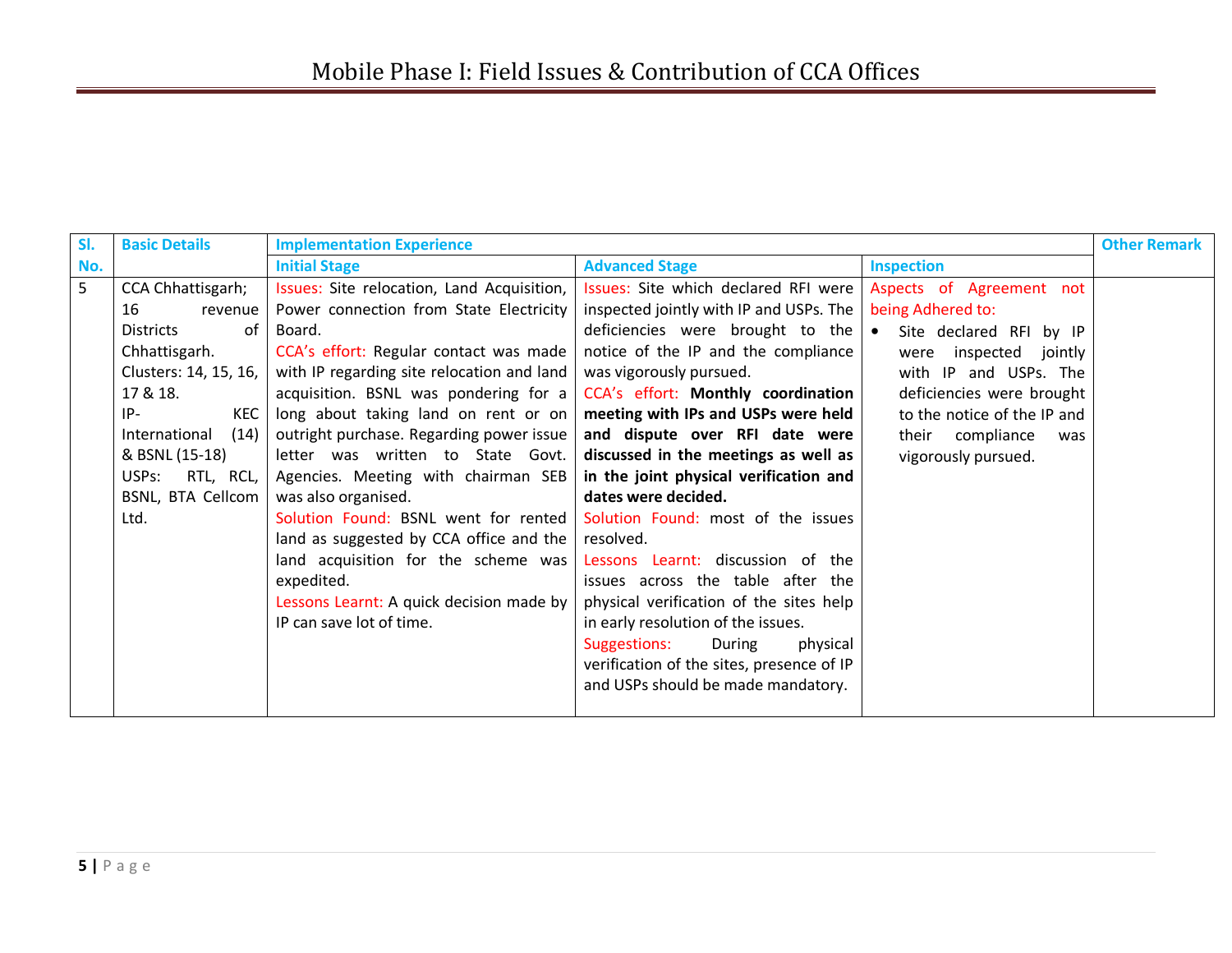# Mobile Phase I: Field Issues & Contribution of CCA Offices

| Sl. No. | Basic Details | Implementation Experience | | | Other Remark |
|---|---|---|---|---|---|
| | | Initial Stage | Advanced Stage | Inspection | |
| 5 | CCA Chhattisgarh; 16 revenue Districts of Chhattisgarh. Clusters: 14, 15, 16, 17 & 18. IP- KEC International (14) & BSNL (15-18) USPs: RTL, RCL, BSNL, BTA Cellcom Ltd. | Issues: Site relocation, Land Acquisition, Power connection from State Electricity Board. CCA's effort: Regular contact was made with IP regarding site relocation and land acquisition. BSNL was pondering for a long about taking land on rent or on outright purchase. Regarding power issue letter was written to State Govt. Agencies. Meeting with chairman SEB was also organised. Solution Found: BSNL went for rented land as suggested by CCA office and the land acquisition for the scheme was expedited. Lessons Learnt: A quick decision made by IP can save lot of time. | Issues: Site which declared RFI were inspected jointly with IP and USPs. The deficiencies were brought to the notice of the IP and the compliance was vigorously pursued. CCA's effort: **Monthly coordination meeting with IPs and USPs were held and dispute over RFI date were discussed in the meetings as well as in the joint physical verification and dates were decided.** Solution Found: most of the issues resolved. Lessons Learnt: discussion of the issues across the table after the physical verification of the sites help in early resolution of the issues. Suggestions: During physical verification of the sites, presence of IP and USPs should be made mandatory. | Aspects of Agreement not being Adhered to: <br>• Site declared RFI by IP were inspected jointly with IP and USPs. The deficiencies were brought to the notice of the IP and their compliance was vigorously pursued. | |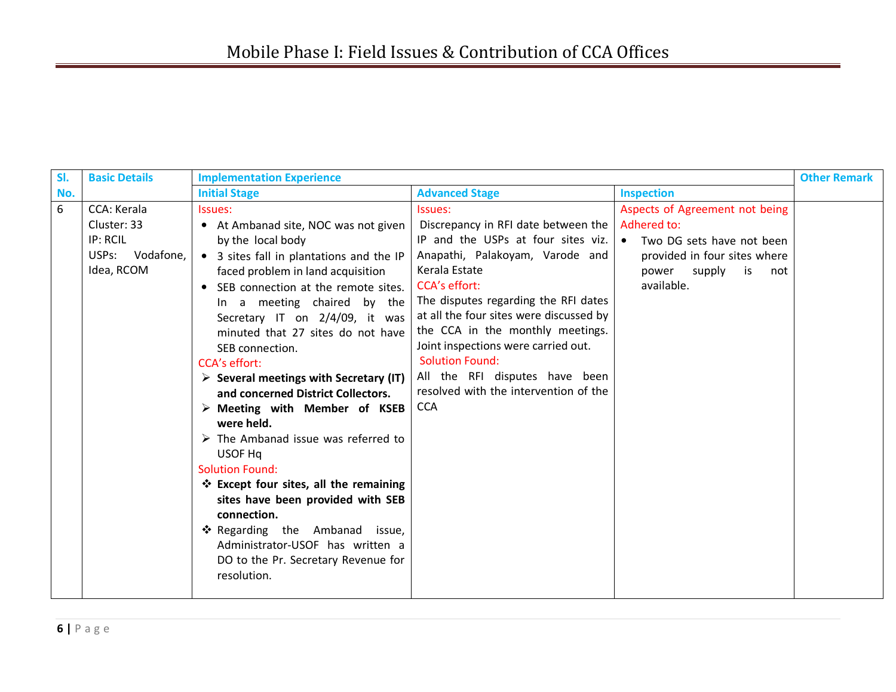# Mobile Phase I: Field Issues & Contribution of CCA Offices

| Sl. No. | Basic Details | Implementation Experience | | | Other Remark |
|---|---|---|---|---|---|
| | | Initial Stage | Advanced Stage | Inspection | |
| 6 | CCA: Kerala<br>Cluster: 33<br>IP: RCIL<br>USPs: Vodafone, Idea, RCOM | Issues:<br>• At Ambanad site, NOC was not given by the local body<br>• 3 sites fall in plantations and the IP faced problem in land acquisition<br>• SEB connection at the remote sites. In a meeting chaired by the Secretary IT on 2/4/09, it was minuted that 27 sites do not have SEB connection.<br>CCA's effort:<br>➢ **Several meetings with Secretary (IT) and concerned District Collectors.**<br>➢ **Meeting with Member of KSEB were held.**<br>➢ The Ambanad issue was referred to USOF Hq<br>Solution Found:<br>❖ **Except four sites, all the remaining sites have been provided with SEB connection.**<br>❖ Regarding the Ambanad issue, Administrator-USOF has written a DO to the Pr. Secretary Revenue for resolution. | Issues:<br>Discrepancy in RFI date between the IP and the USPs at four sites viz. Anapathi, Palakoyam, Varode and Kerala Estate<br>CCA's effort:<br>The disputes regarding the RFI dates at all the four sites were discussed by the CCA in the monthly meetings. Joint inspections were carried out.<br>Solution Found:<br>All the RFI disputes have been resolved with the intervention of the CCA | Aspects of Agreement not being Adhered to:<br>• Two DG sets have not been provided in four sites where power supply is not available. | |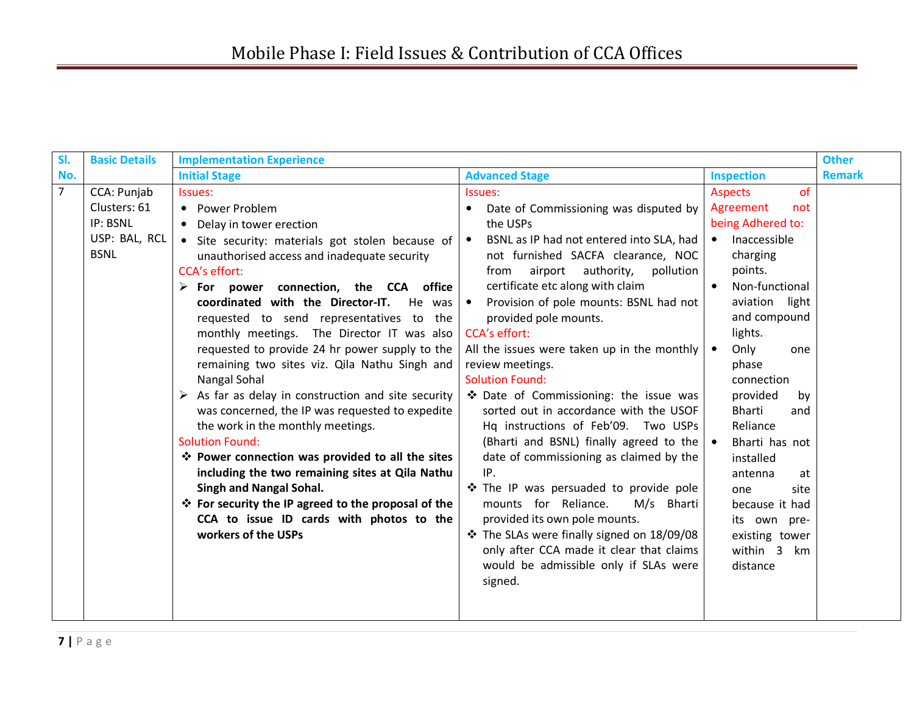# Mobile Phase I: Field Issues & Contribution of CCA Offices

| Sl. No. | Basic Details | Implementation Experience | | | Other Remark |
|---|---|---|---|---|---|
| | | Initial Stage | Advanced Stage | Inspection | |
| 7 | CCA: Punjab<br>Clusters: 61<br>IP: BSNL<br>USP: BAL, RCL BSNL | Issues:<br>• Power Problem<br>• Delay in tower erection<br>• Site security: materials got stolen because of unauthorised access and inadequate security<br>CCA's effort:<br>➢ **For power connection, the CCA office coordinated with the Director-IT.** He was requested to send representatives to the monthly meetings. The Director IT was also requested to provide 24 hr power supply to the remaining two sites viz. Qila Nathu Singh and Nangal Sohal<br>➢ As far as delay in construction and site security was concerned, the IP was requested to expedite the work in the monthly meetings.<br>Solution Found:<br>❖ **Power connection was provided to all the sites including the two remaining sites at Qila Nathu Singh and Nangal Sohal.**<br>❖ **For security the IP agreed to the proposal of the CCA to issue ID cards with photos to the workers of the USPs** | Issues:<br>• Date of Commissioning was disputed by the USPs<br>• BSNL as IP had not entered into SLA, had not furnished SACFA clearance, NOC from airport authority, pollution certificate etc along with claim<br>• Provision of pole mounts: BSNL had not provided pole mounts.<br>CCA's effort:<br>All the issues were taken up in the monthly review meetings.<br>Solution Found:<br>❖ Date of Commissioning: the issue was sorted out in accordance with the USOF Hq instructions of Feb'09. Two USPs (Bharti and BSNL) finally agreed to the date of commissioning as claimed by the IP.<br>❖ The IP was persuaded to provide pole mounts for Reliance. M/s Bharti provided its own pole mounts.<br>❖ The SLAs were finally signed on 18/09/08 only after CCA made it clear that claims would be admissible only if SLAs were signed. | Aspects of Agreement not being Adhered to:<br>• Inaccessible charging points.<br>• Non-functional aviation light and compound lights.<br>• Only one phase connection provided by Bharti and Reliance<br>• Bharti has not installed antenna at one site because it had its own pre-existing tower within 3 km distance | |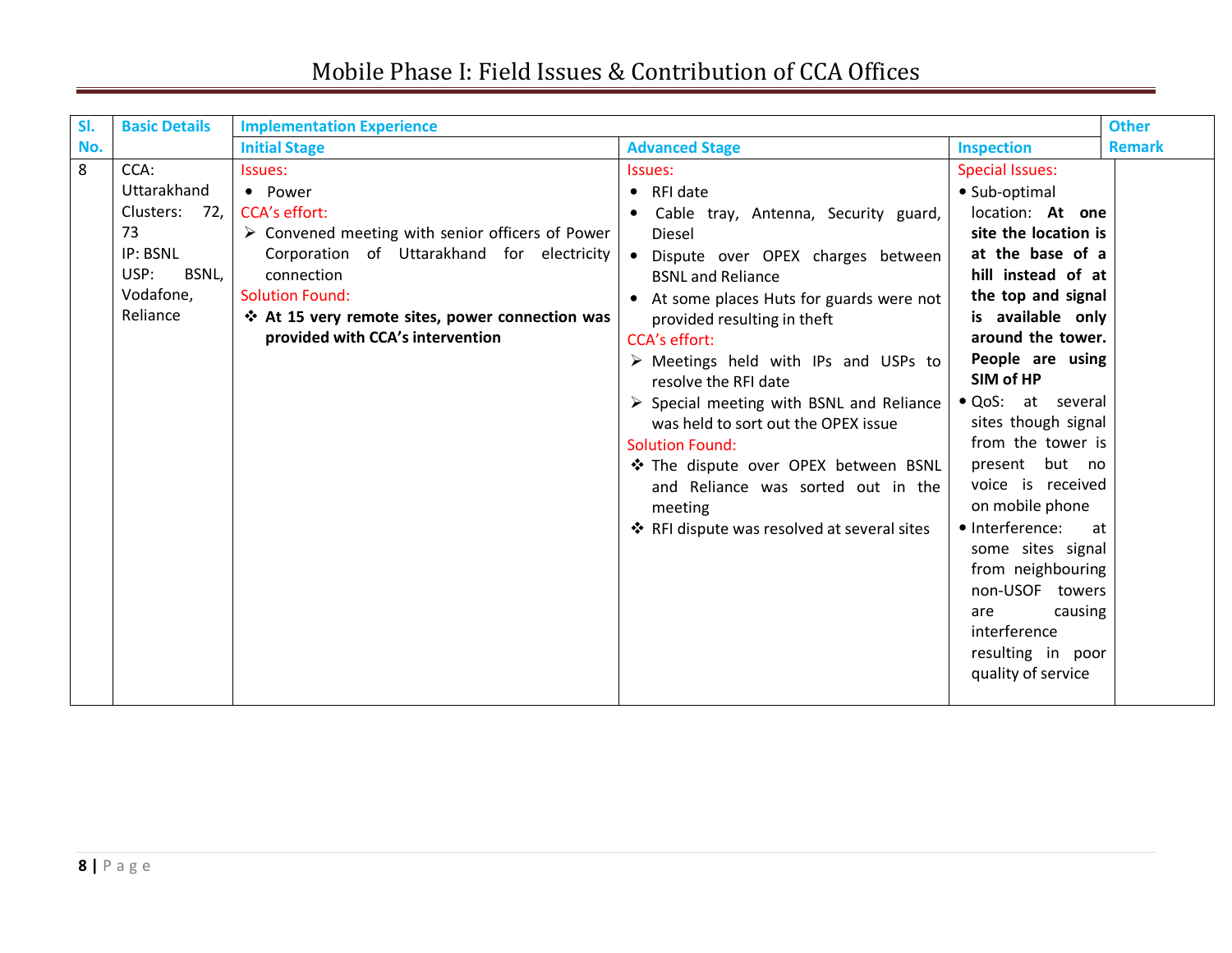# Mobile Phase I: Field Issues & Contribution of CCA Offices

| Sl. No. | Basic Details | Implementation Experience | | | Other Remark |
|---|---|---|---|---|---|
| | | Initial Stage | Advanced Stage | Inspection | |
| 8 | CCA: Uttarakhand<br>Clusters: 72, 73<br>IP: BSNL<br>USP: BSNL, Vodafone, Reliance | Issues:<br>• Power<br>CCA's effort:<br>➢ Convened meeting with senior officers of Power Corporation of Uttarakhand for electricity connection<br>Solution Found:<br>❖ **At 15 very remote sites, power connection was provided with CCA's intervention** | Issues:<br>• RFI date<br>• Cable tray, Antenna, Security guard, Diesel<br>• Dispute over OPEX charges between BSNL and Reliance<br>• At some places Huts for guards were not provided resulting in theft<br>CCA's effort:<br>➢ Meetings held with IPs and USPs to resolve the RFI date<br>➢ Special meeting with BSNL and Reliance was held to sort out the OPEX issue<br>Solution Found:<br>❖ The dispute over OPEX between BSNL and Reliance was sorted out in the meeting<br>❖ RFI dispute was resolved at several sites | Special Issues:<br>• Sub-optimal location: **At one site the location is at the base of a hill instead of at the top and signal is available only around the tower. People are using SIM of HP**<br>• QoS: at several sites though signal from the tower is present but no voice is received on mobile phone<br>• Interference: at some sites signal from neighbouring non-USOF towers are causing interference resulting in poor quality of service | |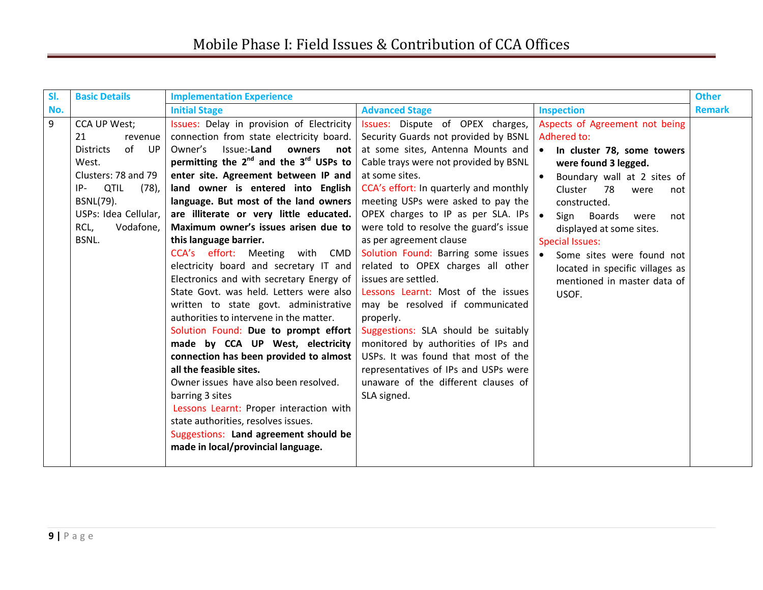# Mobile Phase I: Field Issues & Contribution of CCA Offices

| Sl. No. | Basic Details | Implementation Experience | | | Other Remark |
|---|---|---|---|---|---|
| | | Initial Stage | Advanced Stage | Inspection | |
| 9 | CCA UP West; 21 revenue Districts of UP West. Clusters: 78 and 79 IP- QTIL (78), BSNL(79). USPs: Idea Cellular, RCL, Vodafone, BSNL. | Issues: Delay in provision of Electricity connection from state electricity board. Owner's Issue:-**Land owners not permitting the 2nd and the 3rd USPs to enter site. Agreement between IP and land owner is entered into English language. But most of the land owners are illiterate or very little educated. Maximum owner's issues arisen due to this language barrier.** CCA's effort: Meeting with CMD electricity board and secretary IT and Electronics and with secretary Energy of State Govt. was held. Letters were also written to state govt. administrative authorities to intervene in the matter. Solution Found: **Due to prompt effort made by CCA UP West, electricity connection has been provided to almost all the feasible sites.** Owner issues have also been resolved. barring 3 sites Lessons Learnt: Proper interaction with state authorities, resolves issues. Suggestions: **Land agreement should be made in local/provincial language.** | Issues: Dispute of OPEX charges, Security Guards not provided by BSNL at some sites, Antenna Mounts and Cable trays were not provided by BSNL at some sites. CCA's effort: In quarterly and monthly meeting USPs were asked to pay the OPEX charges to IP as per SLA. IPs were told to resolve the guard's issue as per agreement clause Solution Found: Barring some issues related to OPEX charges all other issues are settled. Lessons Learnt: Most of the issues may be resolved if communicated properly. Suggestions: SLA should be suitably monitored by authorities of IPs and USPs. It was found that most of the representatives of IPs and USPs were unaware of the different clauses of SLA signed. | Aspects of Agreement not being Adhered to: <br>• **In cluster 78, some towers were found 3 legged.** <br>• Boundary wall at 2 sites of Cluster 78 were not constructed. <br>• Sign Boards were not displayed at some sites. <br>Special Issues: <br>• Some sites were found not located in specific villages as mentioned in master data of USOF. | |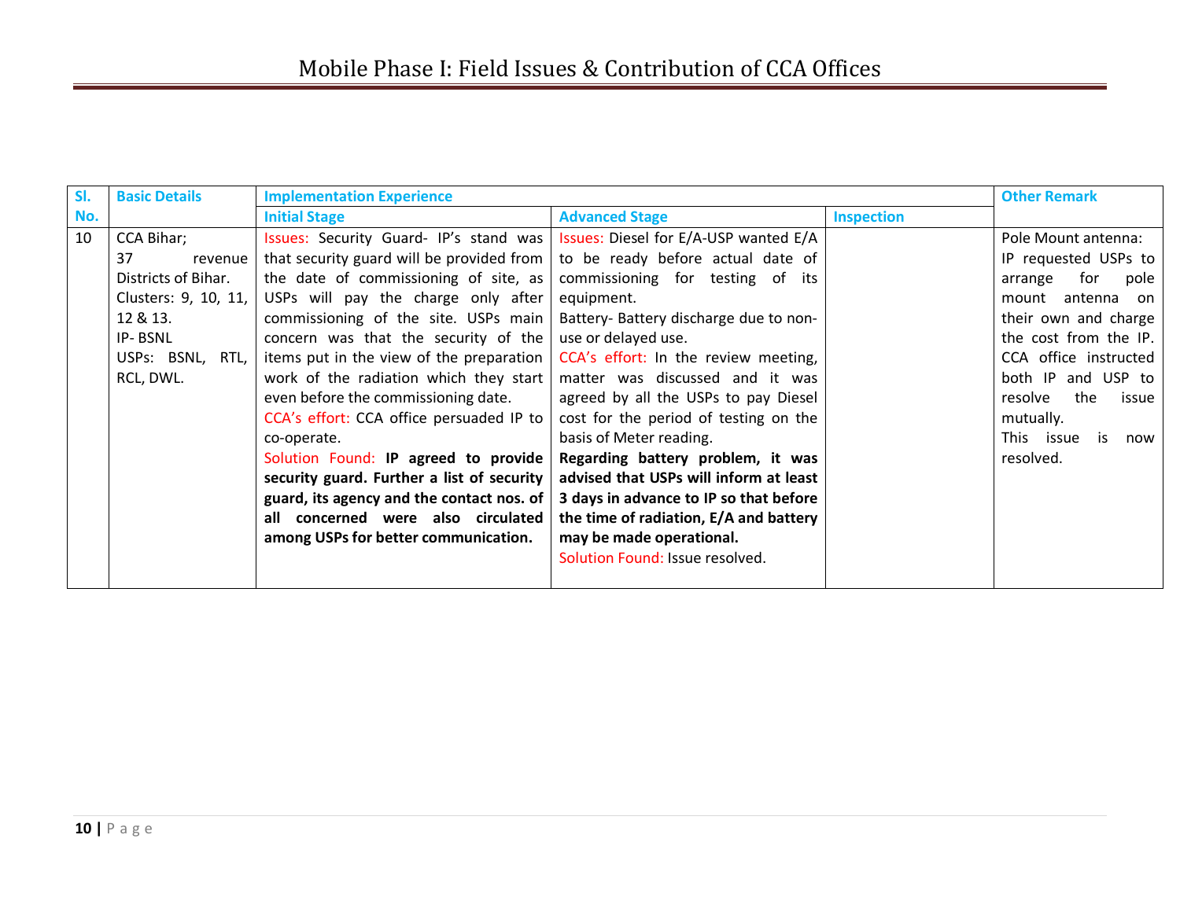# Mobile Phase I: Field Issues & Contribution of CCA Offices

| Sl. No. | Basic Details | Implementation Experience | | | Other Remark |
|---|---|---|---|---|---|
| | | Initial Stage | Advanced Stage | Inspection | |
| 10 | CCA Bihar; 37 revenue Districts of Bihar. Clusters: 9, 10, 11, 12 & 13. IP- BSNL USPs: BSNL, RTL, RCL, DWL. | Issues: Security Guard- IP's stand was that security guard will be provided from the date of commissioning of site, as USPs will pay the charge only after commissioning of the site. USPs main concern was that the security of the items put in the view of the preparation work of the radiation which they start even before the commissioning date. CCA's effort: CCA office persuaded IP to co-operate. Solution Found: **IP agreed to provide security guard. Further a list of security guard, its agency and the contact nos. of all concerned were also circulated among USPs for better communication.** | Issues: Diesel for E/A-USP wanted E/A to be ready before actual date of commissioning for testing of its equipment. Battery- Battery discharge due to non-use or delayed use. CCA's effort: In the review meeting, matter was discussed and it was agreed by all the USPs to pay Diesel cost for the period of testing on the basis of Meter reading. **Regarding battery problem, it was advised that USPs will inform at least 3 days in advance to IP so that before the time of radiation, E/A and battery may be made operational.** Solution Found: Issue resolved. | | Pole Mount antenna: IP requested USPs to arrange for pole mount antenna on their own and charge the cost from the IP. CCA office instructed both IP and USP to resolve the issue mutually. This issue is now resolved. |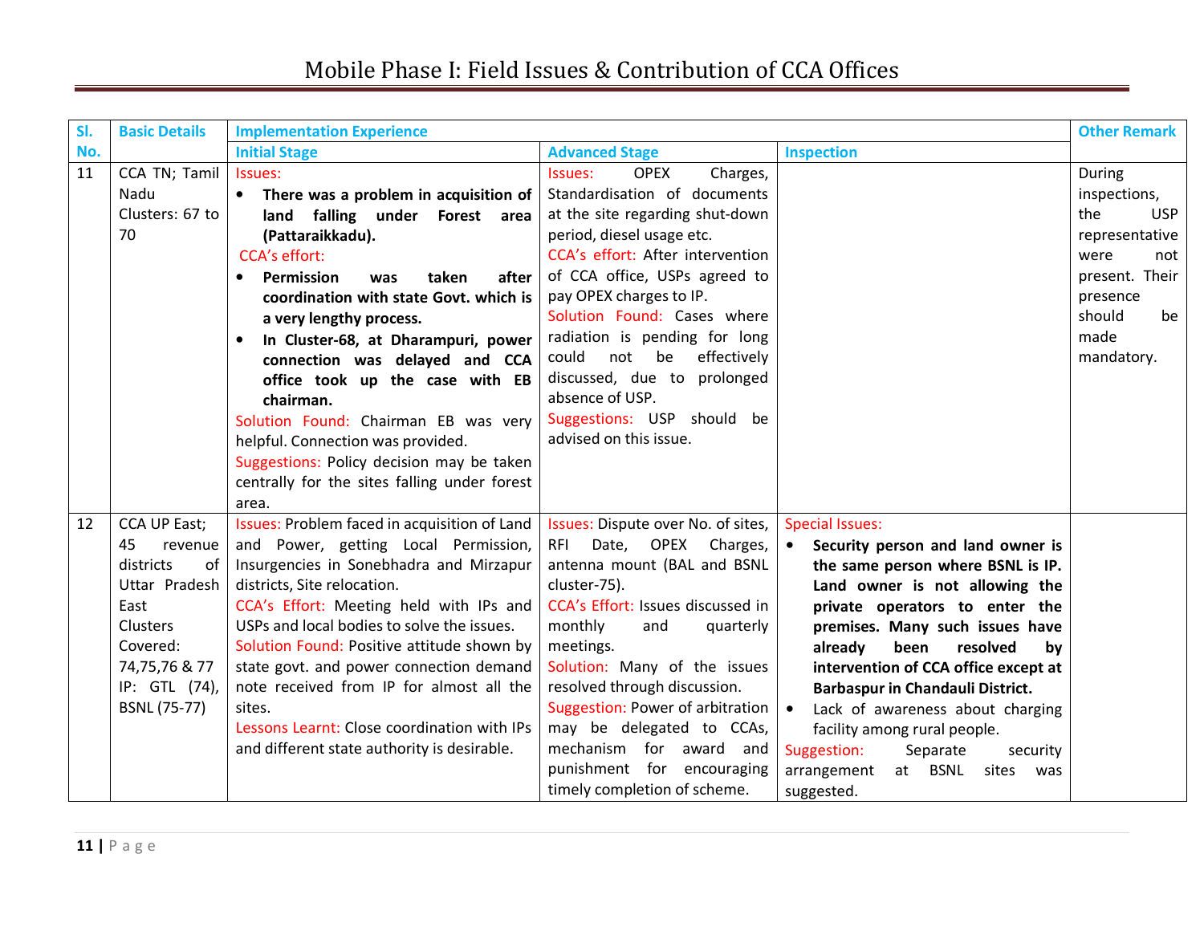# Mobile Phase I: Field Issues & Contribution of CCA Offices

| Sl. No. | Basic Details | Implementation Experience | | | Other Remark |
|---|---|---|---|---|---|
| | | Initial Stage | Advanced Stage | Inspection | |
| 11 | CCA TN; Tamil Nadu Clusters: 67 to 70 | Issues: <br>• **There was a problem in acquisition of land falling under Forest area (Pattaraikkadu).** <br>CCA's effort: <br>• **Permission was taken after coordination with state Govt. which is a very lengthy process.** <br>• **In Cluster-68, at Dharampuri, power connection was delayed and CCA office took up the case with EB chairman.** <br>Solution Found: Chairman EB was very helpful. Connection was provided. <br>Suggestions: Policy decision may be taken centrally for the sites falling under forest area. | Issues: OPEX Charges, Standardisation of documents at the site regarding shut-down period, diesel usage etc. <br>CCA's effort: After intervention of CCA office, USPs agreed to pay OPEX charges to IP. <br>Solution Found: Cases where radiation is pending for long could not be effectively discussed, due to prolonged absence of USP. <br>Suggestions: USP should be advised on this issue. | | During inspections, the USP representative were not present. Their presence should be made mandatory. |
| 12 | CCA UP East; 45 revenue districts of Uttar Pradesh East Clusters Covered: 74,75,76 & 77 IP: GTL (74), BSNL (75-77) | Issues: Problem faced in acquisition of Land and Power, getting Local Permission, Insurgencies in Sonebhadra and Mirzapur districts, Site relocation. <br>CCA's Effort: Meeting held with IPs and USPs and local bodies to solve the issues. <br>Solution Found: Positive attitude shown by state govt. and power connection demand note received from IP for almost all the sites. <br>Lessons Learnt: Close coordination with IPs and different state authority is desirable. | Issues: Dispute over No. of sites, RFI Date, OPEX Charges, antenna mount (BAL and BSNL cluster-75). <br>CCA's Effort: Issues discussed in monthly and quarterly meetings. <br>Solution: Many of the issues resolved through discussion. <br>Suggestion: Power of arbitration may be delegated to CCAs, mechanism for award and punishment for encouraging timely completion of scheme. | Special Issues: <br>• **Security person and land owner is the same person where BSNL is IP. Land owner is not allowing the private operators to enter the premises. Many such issues have already been resolved by intervention of CCA office except at Barbaspur in Chandauli District.** <br>• Lack of awareness about charging facility among rural people. <br>Suggestion: Separate security arrangement at BSNL sites was suggested. | |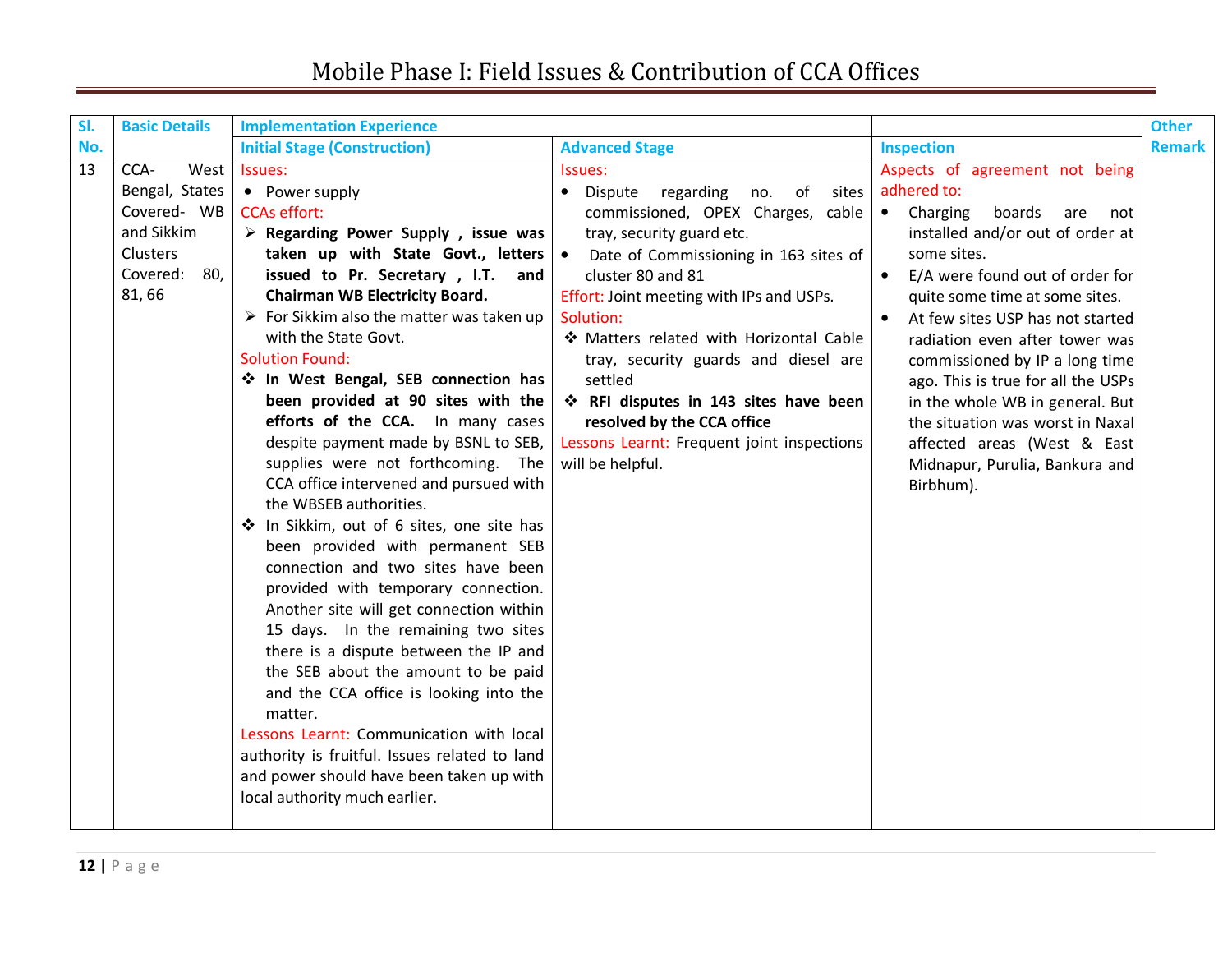# Mobile Phase I: Field Issues & Contribution of CCA Offices

| Sl. No. | Basic Details | Implementation Experience | | | Other Remark |
|---|---|---|---|---|---|
| | | Initial Stage (Construction) | Advanced Stage | Inspection | |
| 13 | CCA- West Bengal, States Covered- WB and Sikkim Clusters Covered: 80, 81, 66 | Issues:<br>• Power supply<br>CCAs effort:<br>➢ **Regarding Power Supply , issue was taken up with State Govt., letters issued to Pr. Secretary , I.T. and Chairman WB Electricity Board.**<br>➢ For Sikkim also the matter was taken up with the State Govt.<br>Solution Found:<br>❖ **In West Bengal, SEB connection has been provided at 90 sites with the efforts of the CCA.** In many cases despite payment made by BSNL to SEB, supplies were not forthcoming. The CCA office intervened and pursued with the WBSEB authorities.<br>❖ In Sikkim, out of 6 sites, one site has been provided with permanent SEB connection and two sites have been provided with temporary connection. Another site will get connection within 15 days. In the remaining two sites there is a dispute between the IP and the SEB about the amount to be paid and the CCA office is looking into the matter.<br>Lessons Learnt: Communication with local authority is fruitful. Issues related to land and power should have been taken up with local authority much earlier. | Issues:<br>• Dispute regarding no. of sites commissioned, OPEX Charges, cable tray, security guard etc.<br>• Date of Commissioning in 163 sites of cluster 80 and 81<br>Effort: Joint meeting with IPs and USPs.<br>Solution:<br>❖ Matters related with Horizontal Cable tray, security guards and diesel are settled<br>❖ **RFI disputes in 143 sites have been resolved by the CCA office**<br>Lessons Learnt: Frequent joint inspections will be helpful. | Aspects of agreement not being adhered to:<br>• Charging boards are not installed and/or out of order at some sites.<br>• E/A were found out of order for quite some time at some sites.<br>• At few sites USP has not started radiation even after tower was commissioned by IP a long time ago. This is true for all the USPs in the whole WB in general. But the situation was worst in Naxal affected areas (West & East Midnapur, Purulia, Bankura and Birbhum). | |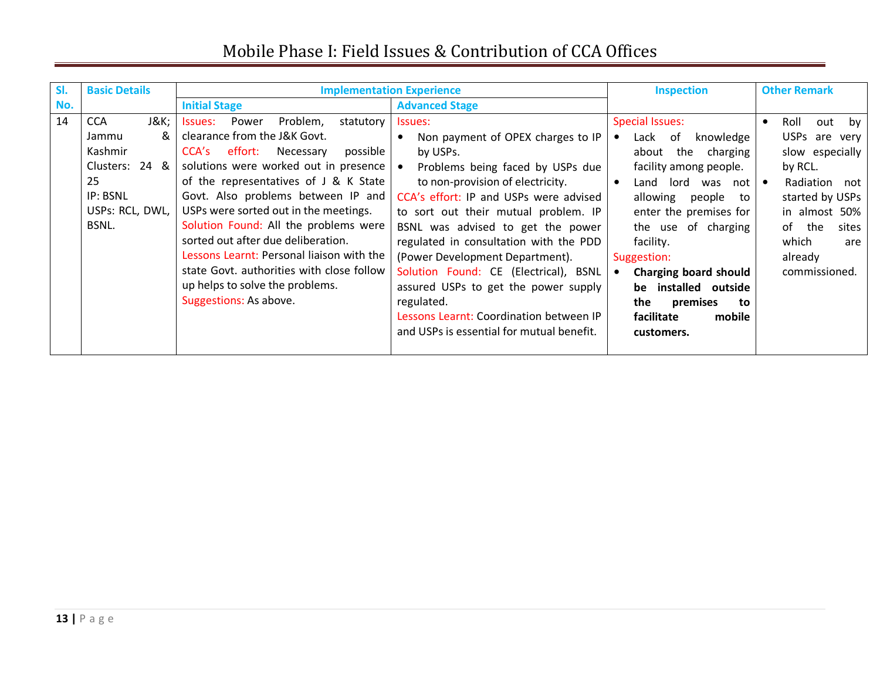# Mobile Phase I: Field Issues & Contribution of CCA Offices

| Sl. No. | Basic Details | Implementation Experience | | Inspection | Other Remark |
|---|---|---|---|---|---|
| | | Initial Stage | Advanced Stage | | |
| 14 | CCA J&K; Jammu & Kashmir Clusters: 24 & 25 IP: BSNL USPs: RCL, DWL, BSNL. | Issues: Power Problem, statutory clearance from the J&K Govt. CCA's effort: Necessary possible solutions were worked out in presence of the representatives of J & K State Govt. Also problems between IP and USPs were sorted out in the meetings. Solution Found: All the problems were sorted out after due deliberation. Lessons Learnt: Personal liaison with the state Govt. authorities with close follow up helps to solve the problems. Suggestions: As above. | Issues: • Non payment of OPEX charges to IP by USPs. • Problems being faced by USPs due to non-provision of electricity. CCA's effort: IP and USPs were advised to sort out their mutual problem. IP BSNL was advised to get the power regulated in consultation with the PDD (Power Development Department). Solution Found: CE (Electrical), BSNL assured USPs to get the power supply regulated. Lessons Learnt: Coordination between IP and USPs is essential for mutual benefit. | Special Issues: • Lack of knowledge about the charging facility among people. • Land lord was not allowing people to enter the premises for the use of charging facility. Suggestion: • **Charging board should be installed outside the premises to facilitate mobile customers.** | • Roll out by USPs are very slow especially by RCL. • Radiation not started by USPs in almost 50% of the sites which are already commissioned. |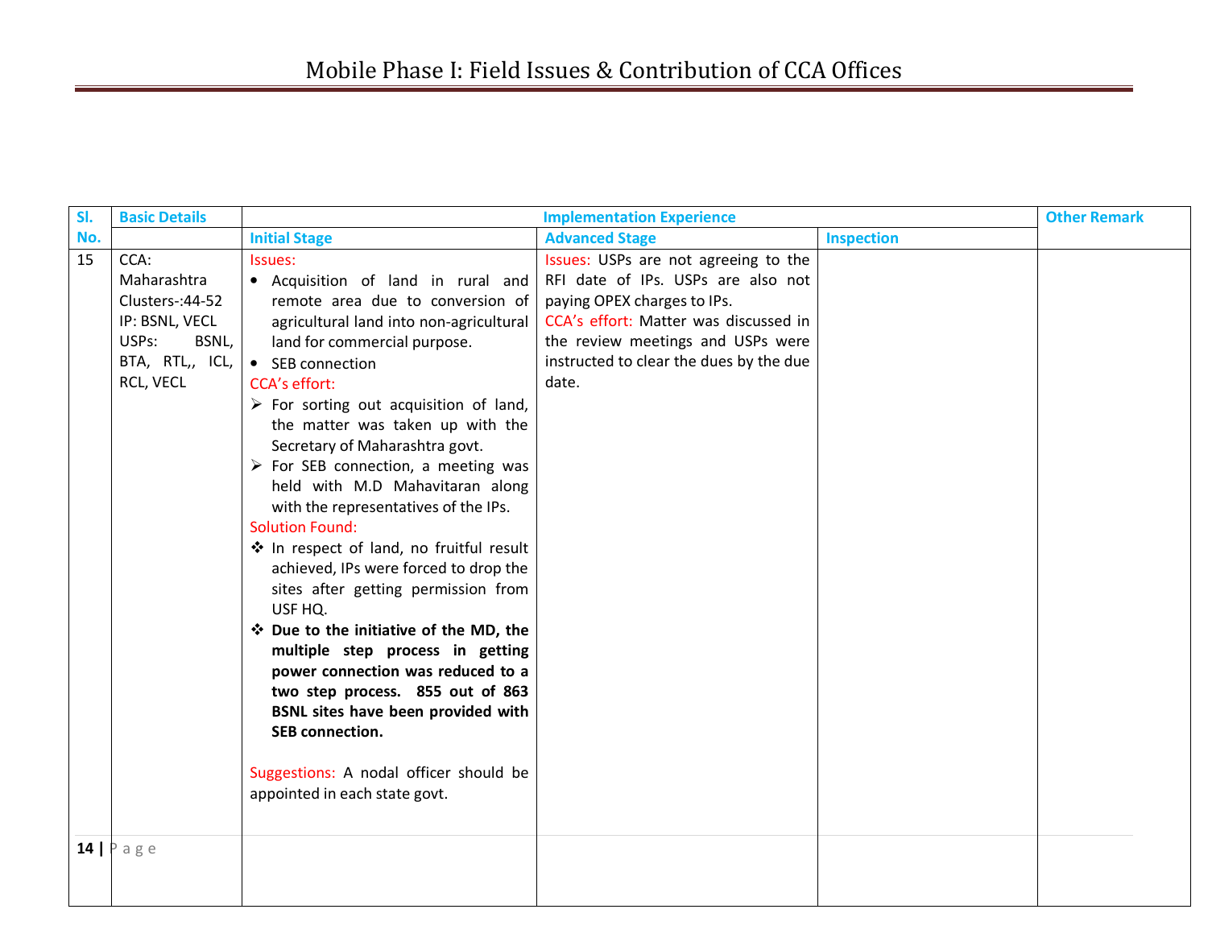| Sl. No. | Basic Details | Implementation Experience | | | Other Remark |
|---|---|---|---|---|---|
| | | Initial Stage | Advanced Stage | Inspection | |
| 15 | CCA: Maharashtra<br>Clusters-:44-52<br>IP: BSNL, VECL<br>USPs: BSNL, BTA, RTL,, ICL, RCL, VECL | Issues:<br>• Acquisition of land in rural and remote area due to conversion of agricultural land into non-agricultural land for commercial purpose.<br>• SEB connection<br>CCA's effort:<br>➢ For sorting out acquisition of land, the matter was taken up with the Secretary of Maharashtra govt.<br>➢ For SEB connection, a meeting was held with M.D Mahavitaran along with the representatives of the IPs.<br>Solution Found:<br>❖ In respect of land, no fruitful result achieved, IPs were forced to drop the sites after getting permission from USF HQ.<br>❖ **Due to the initiative of the MD, the multiple step process in getting power connection was reduced to a two step process. 855 out of 863 BSNL sites have been provided with SEB connection.**<br><br>Suggestions: A nodal officer should be appointed in each state govt. | Issues: USPs are not agreeing to the RFI date of IPs. USPs are also not paying OPEX charges to IPs.<br>CCA's effort: Matter was discussed in the review meetings and USPs were instructed to clear the dues by the due date. | | |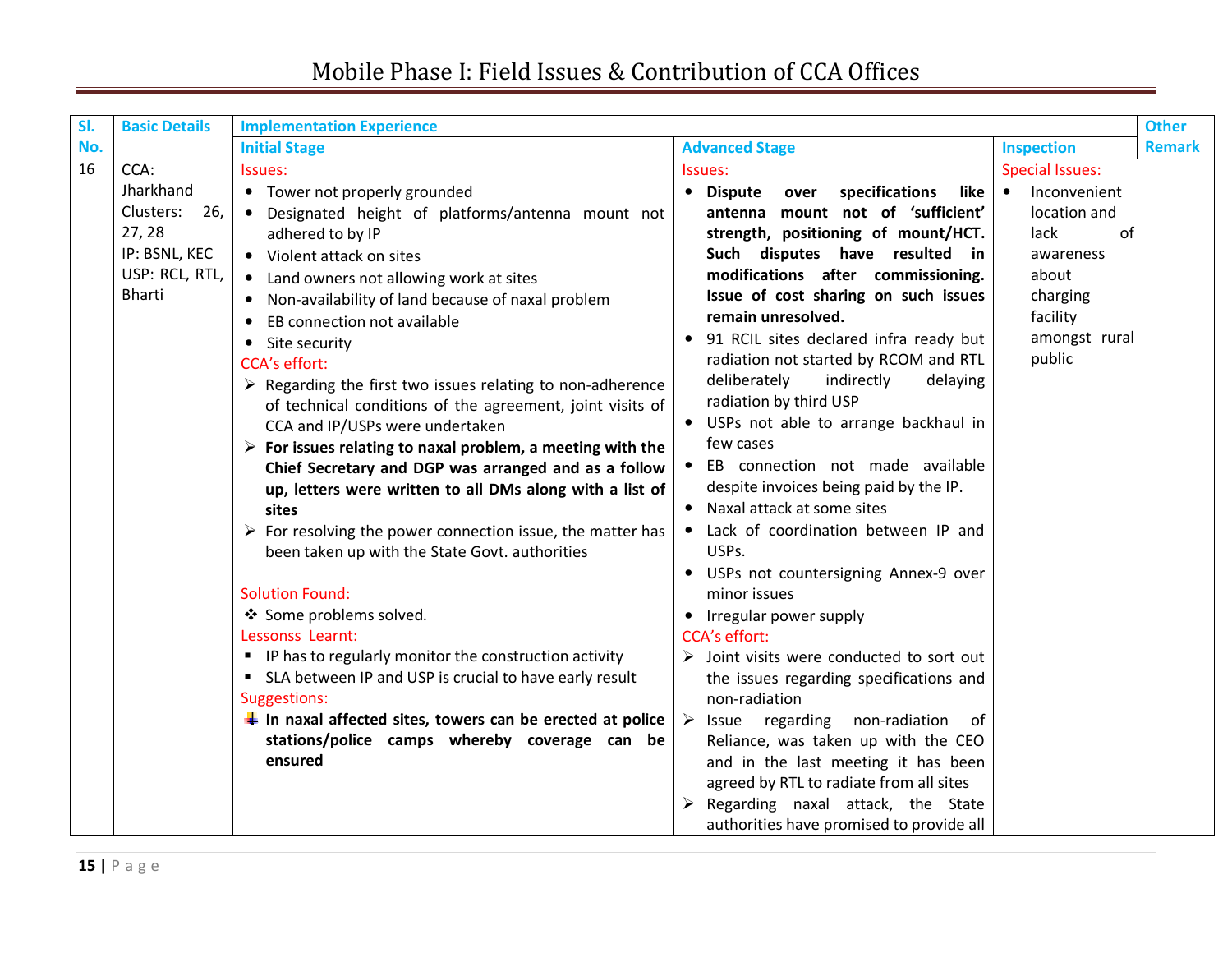# Mobile Phase I: Field Issues & Contribution of CCA Offices

| Sl. No. | Basic Details | Implementation Experience | | | Other Remark |
|---|---|---|---|---|---|
| | | Initial Stage | Advanced Stage | Inspection | |
| 16 | CCA: Jharkhand<br>Clusters: 26, 27, 28<br>IP: BSNL, KEC<br>USP: RCL, RTL, Bharti | Issues:<br>• Tower not properly grounded<br>• Designated height of platforms/antenna mount not adhered to by IP<br>• Violent attack on sites<br>• Land owners not allowing work at sites<br>• Non-availability of land because of naxal problem<br>• EB connection not available<br>• Site security<br>CCA's effort:<br>➢ Regarding the first two issues relating to non-adherence of technical conditions of the agreement, joint visits of CCA and IP/USPs were undertaken<br>➢ **For issues relating to naxal problem, a meeting with the Chief Secretary and DGP was arranged and as a follow up, letters were written to all DMs along with a list of sites**<br>➢ For resolving the power connection issue, the matter has been taken up with the State Govt. authorities<br><br>Solution Found:<br>❖ Some problems solved.<br>Lessonss Learnt:<br>▪ IP has to regularly monitor the construction activity<br>▪ SLA between IP and USP is crucial to have early result<br>Suggestions:<br>✚ **In naxal affected sites, towers can be erected at police stations/police camps whereby coverage can be ensured** | Issues:<br>• **Dispute over specifications like antenna mount not of 'sufficient' strength, positioning of mount/HCT. Such disputes have resulted in modifications after commissioning. Issue of cost sharing on such issues remain unresolved.**<br>• 91 RCIL sites declared infra ready but radiation not started by RCOM and RTL deliberately indirectly delaying radiation by third USP<br>• USPs not able to arrange backhaul in few cases<br>• EB connection not made available despite invoices being paid by the IP.<br>• Naxal attack at some sites<br>• Lack of coordination between IP and USPs.<br>• USPs not countersigning Annex-9 over minor issues<br>• Irregular power supply<br>CCA's effort:<br>➢ Joint visits were conducted to sort out the issues regarding specifications and non-radiation<br>➢ Issue regarding non-radiation of Reliance, was taken up with the CEO and in the last meeting it has been agreed by RTL to radiate from all sites<br>➢ Regarding naxal attack, the State authorities have promised to provide all | Special Issues:<br>• Inconvenient location and lack of awareness about charging facility amongst rural public | |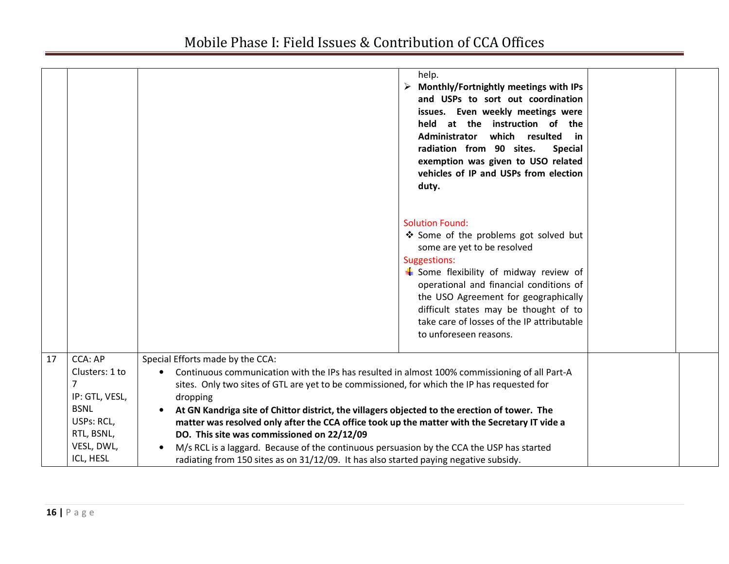| | | | | | |
|---|---|---|---|---|---|
| | | | help.<br>➢ **Monthly/Fortnightly meetings with IPs and USPs to sort out coordination issues. Even weekly meetings were held at the instruction of the Administrator which resulted in radiation from 90 sites. Special exemption was given to USO related vehicles of IP and USPs from election duty.**<br><br>Solution Found:<br>❖ Some of the problems got solved but some are yet to be resolved<br>Suggestions:<br>- Some flexibility of midway review of operational and financial conditions of the USO Agreement for geographically difficult states may be thought of to take care of losses of the IP attributable to unforeseen reasons. | | |
| 17 | CCA: AP<br>Clusters: 1 to 7<br>IP: GTL, VESL, BSNL<br>USPs: RCL, RTL, BSNL, VESL, DWL, ICL, HESL | Special Efforts made by the CCA:<br>• Continuous communication with the IPs has resulted in almost 100% commissioning of all Part-A sites. Only two sites of GTL are yet to be commissioned, for which the IP has requested for dropping<br>• **At GN Kandriga site of Chittor district, the villagers objected to the erection of tower. The matter was resolved only after the CCA office took up the matter with the Secretary IT vide a DO. This site was commissioned on 22/12/09**<br>• M/s RCL is a laggard. Because of the continuous persuasion by the CCA the USP has started radiating from 150 sites as on 31/12/09. It has also started paying negative subsidy. | | | |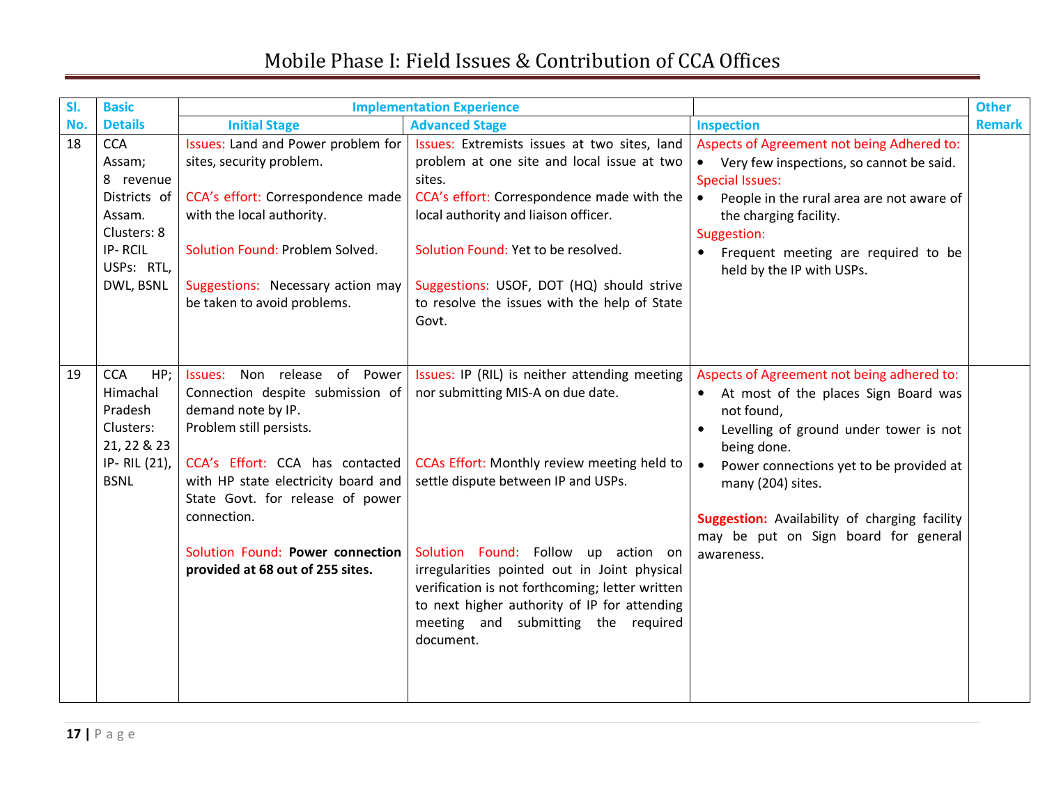# Mobile Phase I: Field Issues & Contribution of CCA Offices

| Sl. No. | Basic Details | Implementation Experience | | Inspection | Other Remark |
|---|---|---|---|---|---|
| | | Initial Stage | Advanced Stage | | |
| 18 | CCA Assam; 8 revenue Districts of Assam. Clusters: 8 IP- RCIL USPs: RTL, DWL, BSNL | Issues: Land and Power problem for sites, security problem.<br><br>CCA's effort: Correspondence made with the local authority.<br><br>Solution Found: Problem Solved.<br><br>Suggestions: Necessary action may be taken to avoid problems. | Issues: Extremists issues at two sites, land problem at one site and local issue at two sites.<br>CCA's effort: Correspondence made with the local authority and liaison officer.<br><br>Solution Found: Yet to be resolved.<br><br>Suggestions: USOF, DOT (HQ) should strive to resolve the issues with the help of State Govt. | Aspects of Agreement not being Adhered to:<br>• Very few inspections, so cannot be said.<br>Special Issues:<br>• People in the rural area are not aware of the charging facility.<br>Suggestion:<br>• Frequent meeting are required to be held by the IP with USPs. | |
| 19 | CCA HP; Himachal Pradesh Clusters: 21, 22 & 23 IP- RIL (21), BSNL | Issues: Non release of Power Connection despite submission of demand note by IP.<br>Problem still persists.<br><br>CCA's Effort: CCA has contacted with HP state electricity board and State Govt. for release of power connection.<br><br>Solution Found: **Power connection provided at 68 out of 255 sites.** | Issues: IP (RIL) is neither attending meeting nor submitting MIS-A on due date.<br><br>CCAs Effort: Monthly review meeting held to settle dispute between IP and USPs.<br><br>Solution Found: Follow up action on irregularities pointed out in Joint physical verification is not forthcoming; letter written to next higher authority of IP for attending meeting and submitting the required document. | Aspects of Agreement not being adhered to:<br>• At most of the places Sign Board was not found,<br>• Levelling of ground under tower is not being done.<br>• Power connections yet to be provided at many (204) sites.<br><br>**Suggestion:** Availability of charging facility may be put on Sign board for general awareness. | |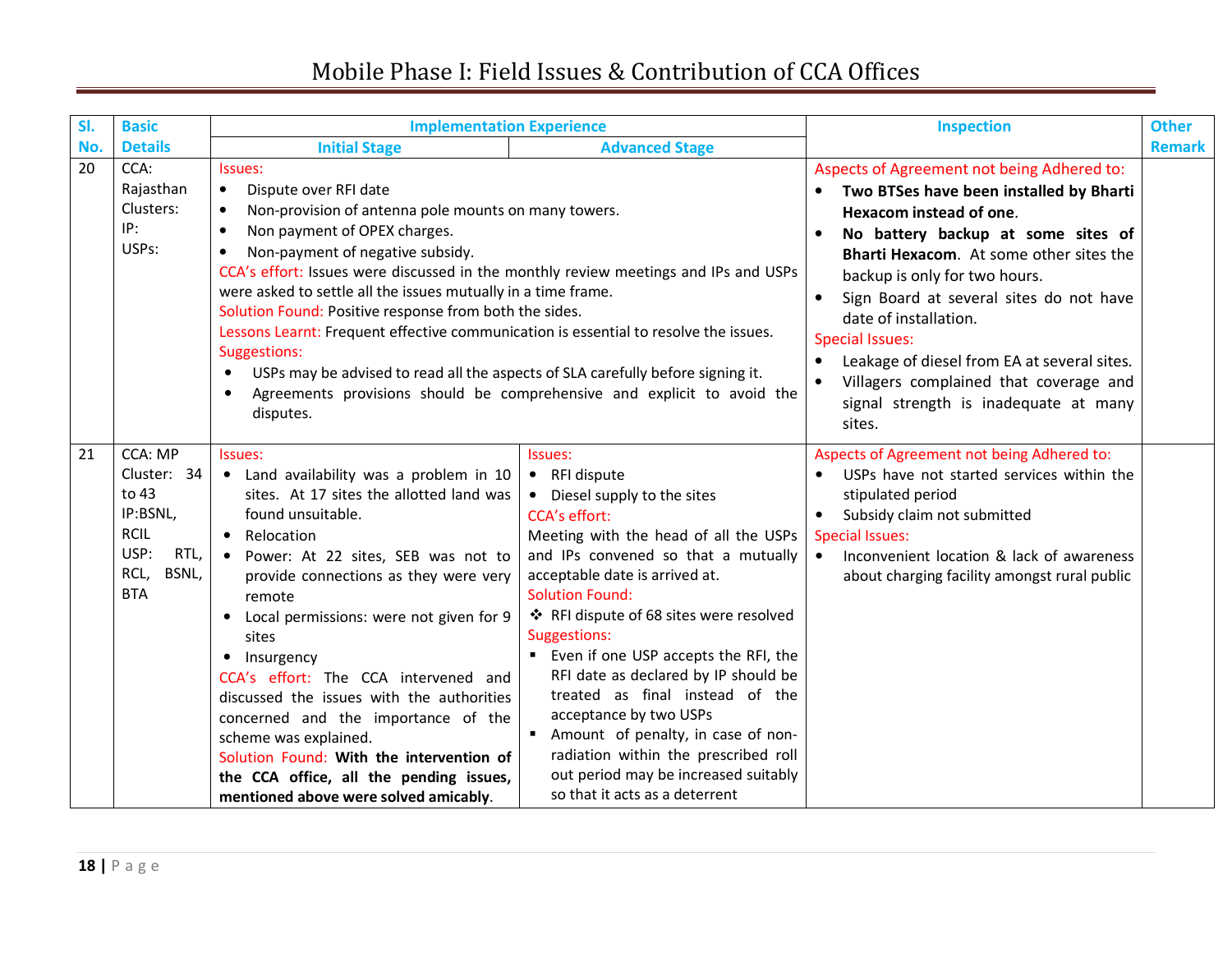# Mobile Phase I: Field Issues & Contribution of CCA Offices

| Sl. No. | Basic Details | Implementation Experience | | Inspection | Other Remark |
|---|---|---|---|---|---|
| | | Initial Stage | Advanced Stage | | |
| 20 | CCA: Rajasthan<br>Clusters:<br>IP:<br>USPs: | Issues:<br>• Dispute over RFI date<br>• Non-provision of antenna pole mounts on many towers.<br>• Non payment of OPEX charges.<br>• Non-payment of negative subsidy.<br>CCA's effort: Issues were discussed in the monthly review meetings and IPs and USPs were asked to settle all the issues mutually in a time frame.<br>Solution Found: Positive response from both the sides.<br>Lessons Learnt: Frequent effective communication is essential to resolve the issues.<br>Suggestions:<br>• USPs may be advised to read all the aspects of SLA carefully before signing it.<br>• Agreements provisions should be comprehensive and explicit to avoid the disputes. | | Aspects of Agreement not being Adhered to:<br>• **Two BTSes have been installed by Bharti Hexacom instead of one**.<br>• **No battery backup at some sites of Bharti Hexacom**. At some other sites the backup is only for two hours.<br>• Sign Board at several sites do not have date of installation.<br>Special Issues:<br>• Leakage of diesel from EA at several sites.<br>• Villagers complained that coverage and signal strength is inadequate at many sites. | |
| 21 | CCA: MP<br>Cluster: 34 to 43<br>IP:BSNL, RCIL<br>USP: RTL, RCL, BSNL, BTA | Issues:<br>• Land availability was a problem in 10 sites. At 17 sites the allotted land was found unsuitable.<br>• Relocation<br>• Power: At 22 sites, SEB was not to provide connections as they were very remote<br>• Local permissions: were not given for 9 sites<br>• Insurgency<br>CCA's effort: The CCA intervened and discussed the issues with the authorities concerned and the importance of the scheme was explained.<br>Solution Found: **With the intervention of the CCA office, all the pending issues, mentioned above were solved amicably**. | Issues:<br>• RFI dispute<br>• Diesel supply to the sites<br>CCA's effort:<br>Meeting with the head of all the USPs and IPs convened so that a mutually acceptable date is arrived at.<br>Solution Found:<br>❖ RFI dispute of 68 sites were resolved<br>Suggestions:<br>▪ Even if one USP accepts the RFI, the RFI date as declared by IP should be treated as final instead of the acceptance by two USPs<br>▪ Amount of penalty, in case of non-radiation within the prescribed roll out period may be increased suitably so that it acts as a deterrent | Aspects of Agreement not being Adhered to:<br>• USPs have not started services within the stipulated period<br>• Subsidy claim not submitted<br>Special Issues:<br>• Inconvenient location & lack of awareness about charging facility amongst rural public | |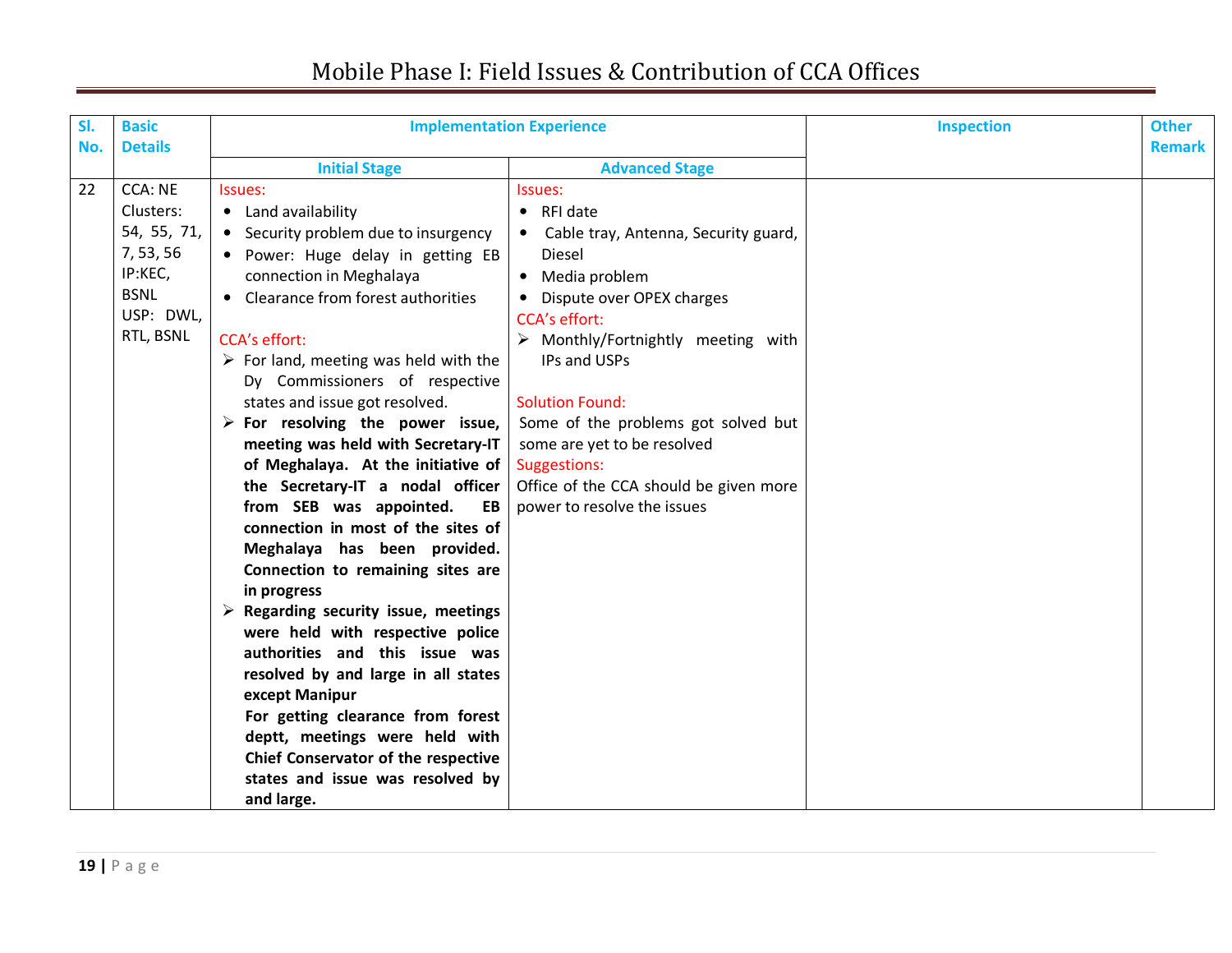# Mobile Phase I: Field Issues & Contribution of CCA Offices

| Sl. No. | Basic Details | Implementation Experience | | Inspection | Other Remark |
|---|---|---|---|---|---|
| | | Initial Stage | Advanced Stage | | |
| 22 | CCA: NE<br>Clusters: 54, 55, 71, 7, 53, 56<br>IP:KEC, BSNL<br>USP: DWL, RTL, BSNL | Issues:<br>• Land availability<br>• Security problem due to insurgency<br>• Power: Huge delay in getting EB connection in Meghalaya<br>• Clearance from forest authorities<br><br>CCA's effort:<br>➢ For land, meeting was held with the Dy Commissioners of respective states and issue got resolved.<br>➢ **For resolving the power issue, meeting was held with Secretary-IT of Meghalaya. At the initiative of the Secretary-IT a nodal officer from SEB was appointed. EB connection in most of the sites of Meghalaya has been provided. Connection to remaining sites are in progress**<br>➢ **Regarding security issue, meetings were held with respective police authorities and this issue was resolved by and large in all states except Manipur**<br>**For getting clearance from forest deptt, meetings were held with Chief Conservator of the respective states and issue was resolved by and large.** | Issues:<br>• RFI date<br>• Cable tray, Antenna, Security guard, Diesel<br>• Media problem<br>• Dispute over OPEX charges<br>CCA's effort:<br>➢ Monthly/Fortnightly meeting with IPs and USPs<br><br>Solution Found:<br>Some of the problems got solved but some are yet to be resolved<br>Suggestions:<br>Office of the CCA should be given more power to resolve the issues | | |